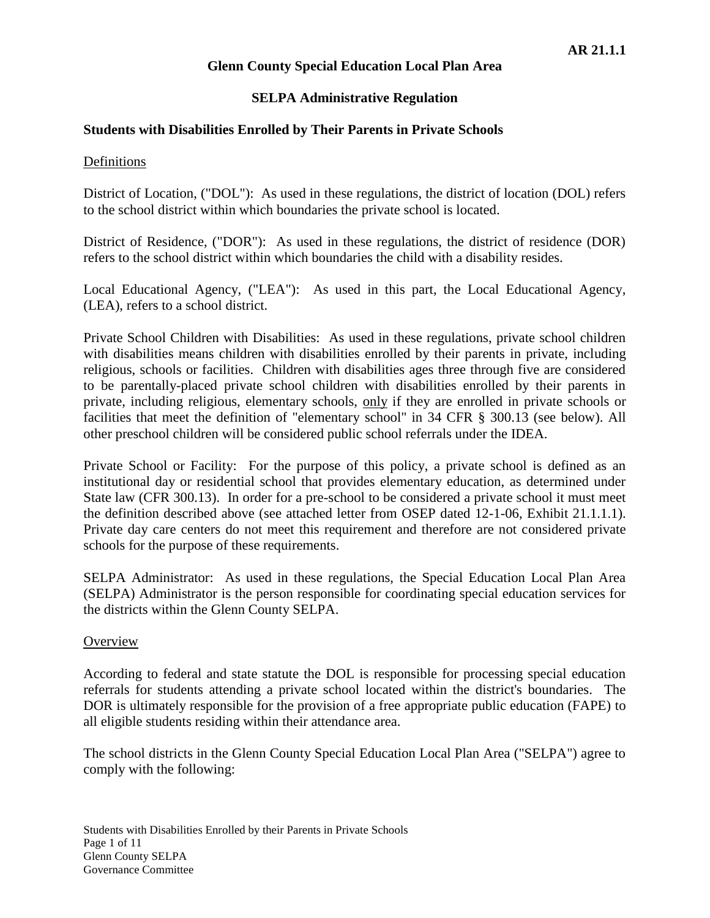**AR 21.1.1**

# Glenn County Special Education Local Plan Area

## SELPA Administrative Regulation

### Students with Disabilities Enrolled by Their Parents in Private Schools

Definitions

District of Location, ("DOL"): As used in these regulations, the district of location (DOL) refers to the school district within which boundaries the private school is located.

District of Residence, ("DOR"): As used in these regulations, the district of residence (DOR) refers to the school district within which boundaries the child with a disability resides.

Local Educational Agency, ("LEA"): As used in this part, the Local Educational Agency, (LEA), refers to a school district.

Private School Children with Disabilities: As used in these regulations, private school children with disabilities means children with disabilities enrolled by their parents in private, including religious, schools or facilities. Children with disabilities ages three through five are considered to be parentally-placed private school children with disabilities enrolled by their parents in private, including religious, elementary schools, only if they are enrolled in private schools or facilities that meet the definition of "elementary school" in 34 CFR § 300.13 (see below). All other preschool children will be considered public school referrals under the IDEA.

Private School or Facility: For the purpose of this policy, a private school is defined as an institutional day or residential school that provides elementary education, as determined under State law (CFR 300.13). In order for a pre-school to be considered a private school it must meet the definition described above (see attached letter from OSEP dated 12-1-06, Exhibit 21.1.1.1). Private day care centers do not meet this requirement and therefore are not considered private schools for the purpose of these requirements.

SELPA Administrator: As used in these regulations, the Special Education Local Plan Area (SELPA) Administrator is the person responsible for coordinating special education services for the districts within the Glenn County SELPA.

Overview

According to federal and state statute the DOL is responsible for processing special education referrals for students attending a private school located within the district's boundaries. The DOR is ultimately responsible for the provision of a free appropriate public education (FAPE) to all eligible students residing within their attendance area.

The school districts in the Glenn County Special Education Local Plan Area ("SELPA") agree to comply with the following: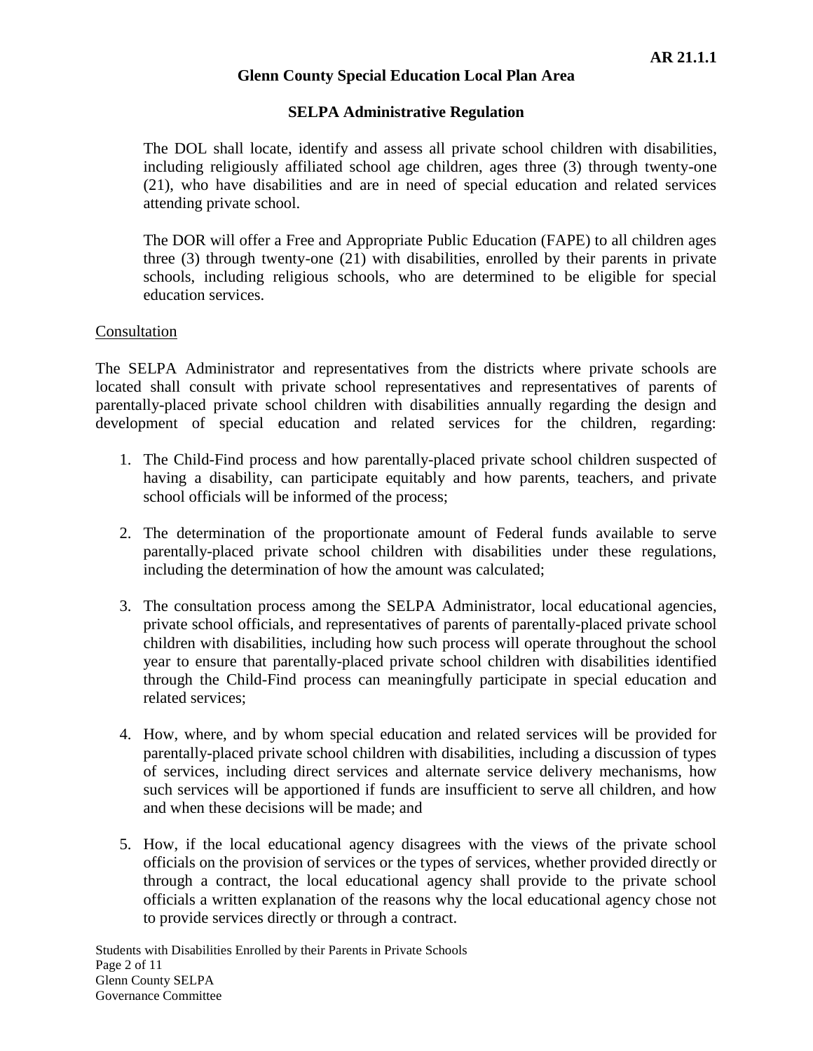The DOL shall locate, identify and assess all private school children with disabilities, including religiously affiliated school age children, ages three (3) through twenty-one (21), who have disabilities and are in need of special education and related services attending private school.

The DOR will offer a Free and Appropriate Public Education (FAPE) to all children ages three (3) through twenty-one (21) with disabilities, enrolled by their parents in private schools, including religious schools, who are determined to be eligible for special education services.

## Consultation

The SELPA Administrator and representatives from the districts where private schools are located shall consult with private school representatives and representatives of parents of parentally-placed private school children with disabilities annually regarding the design and development of special education and related services for the children, regarding:

1. The Child-Find process and how parentally-placed private school children suspected of having a disability, can participate equitably and how parents, teachers, and private school officials will be informed of the process;

2. The determination of the proportionate amount of Federal funds available to serve parentally-placed private school children with disabilities under these regulations, including the determination of how the amount was calculated;

3. The consultation process among the SELPA Administrator, local educational agencies, private school officials, and representatives of parents of parentally-placed private school children with disabilities, including how such process will operate throughout the school year to ensure that parentally-placed private school children with disabilities identified through the Child-Find process can meaningfully participate in special education and related services;

4. How, where, and by whom special education and related services will be provided for parentally-placed private school children with disabilities, including a discussion of types of services, including direct services and alternate service delivery mechanisms, how such services will be apportioned if funds are insufficient to serve all children, and how and when these decisions will be made; and

5. How, if the local educational agency disagrees with the views of the private school officials on the provision of services or the types of services, whether provided directly or through a contract, the local educational agency shall provide to the private school officials a written explanation of the reasons why the local educational agency chose not to provide services directly or through a contract.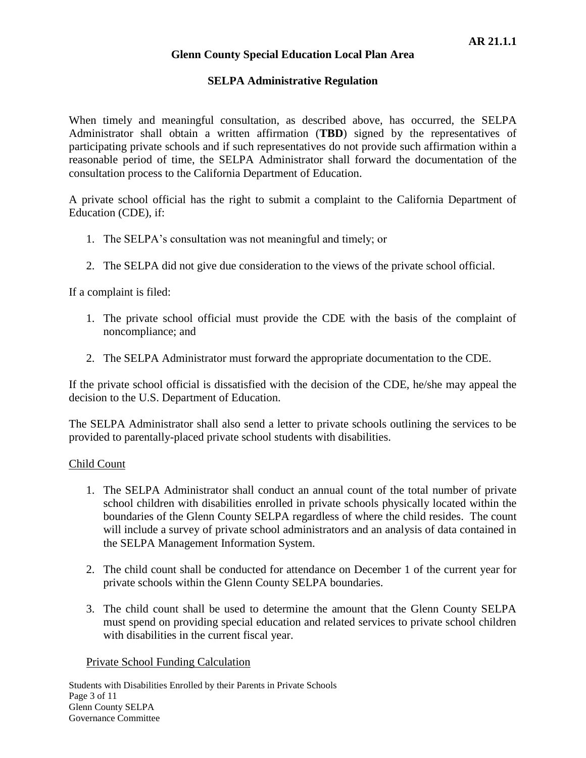When timely and meaningful consultation, as described above, has occurred, the SELPA Administrator shall obtain a written affirmation (**TBD**) signed by the representatives of participating private schools and if such representatives do not provide such affirmation within a reasonable period of time, the SELPA Administrator shall forward the documentation of the consultation process to the California Department of Education.

A private school official has the right to submit a complaint to the California Department of Education (CDE), if:

1. The SELPA's consultation was not meaningful and timely; or

2. The SELPA did not give due consideration to the views of the private school official.

If a complaint is filed:

1. The private school official must provide the CDE with the basis of the complaint of noncompliance; and

2. The SELPA Administrator must forward the appropriate documentation to the CDE.

If the private school official is dissatisfied with the decision of the CDE, he/she may appeal the decision to the U.S. Department of Education.

The SELPA Administrator shall also send a letter to private schools outlining the services to be provided to parentally-placed private school students with disabilities.

Child Count

1. The SELPA Administrator shall conduct an annual count of the total number of private school children with disabilities enrolled in private schools physically located within the boundaries of the Glenn County SELPA regardless of where the child resides. The count will include a survey of private school administrators and an analysis of data contained in the SELPA Management Information System.

2. The child count shall be conducted for attendance on December 1 of the current year for private schools within the Glenn County SELPA boundaries.

3. The child count shall be used to determine the amount that the Glenn County SELPA must spend on providing special education and related services to private school children with disabilities in the current fiscal year.

Private School Funding Calculation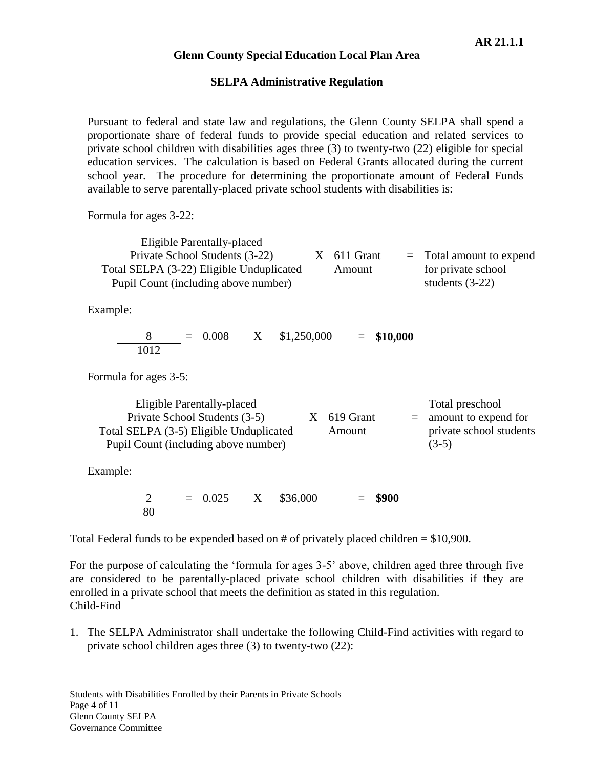**Glenn County Special Education Local Plan Area**

**SELPA Administrative Regulation**

Pursuant to federal and state law and regulations, the Glenn County SELPA shall spend a proportionate share of federal funds to provide special education and related services to private school children with disabilities ages three (3) to twenty-two (22) eligible for special education services. The calculation is based on Federal Grants allocated during the current school year. The procedure for determining the proportionate amount of Federal Funds available to serve parentally-placed private school students with disabilities is:

Formula for ages 3-22:

$$\frac{\text{Eligible Parentally-placed Private School Students (3-22)}}{\text{Total SELPA (3-22) Eligible Unduplicated Pupil Count (including above number)}} \times \text{611 Grant Amount} = \text{Total amount to expend for private school students (3-22)}$$

Example:

$$\frac{8}{1012} = 0.008 \quad \times \quad \$1{,}250{,}000 \quad = \mathbf{\$10{,}000}$$

Formula for ages 3-5:

$$\frac{\text{Eligible Parentally-placed Private School Students (3-5)}}{\text{Total SELPA (3-5) Eligible Unduplicated Pupil Count (including above number)}} \times \text{619 Grant Amount} = \text{Total preschool amount to expend for private school students (3-5)}$$

Example:

$$\frac{2}{80} = 0.025 \quad \times \quad \$36{,}000 \quad = \mathbf{\$900}$$

Total Federal funds to be expended based on # of privately placed children = $10,900.

For the purpose of calculating the 'formula for ages 3-5' above, children aged three through five are considered to be parentally-placed private school children with disabilities if they are enrolled in a private school that meets the definition as stated in this regulation.

Child-Find

1. The SELPA Administrator shall undertake the following Child-Find activities with regard to private school children ages three (3) to twenty-two (22):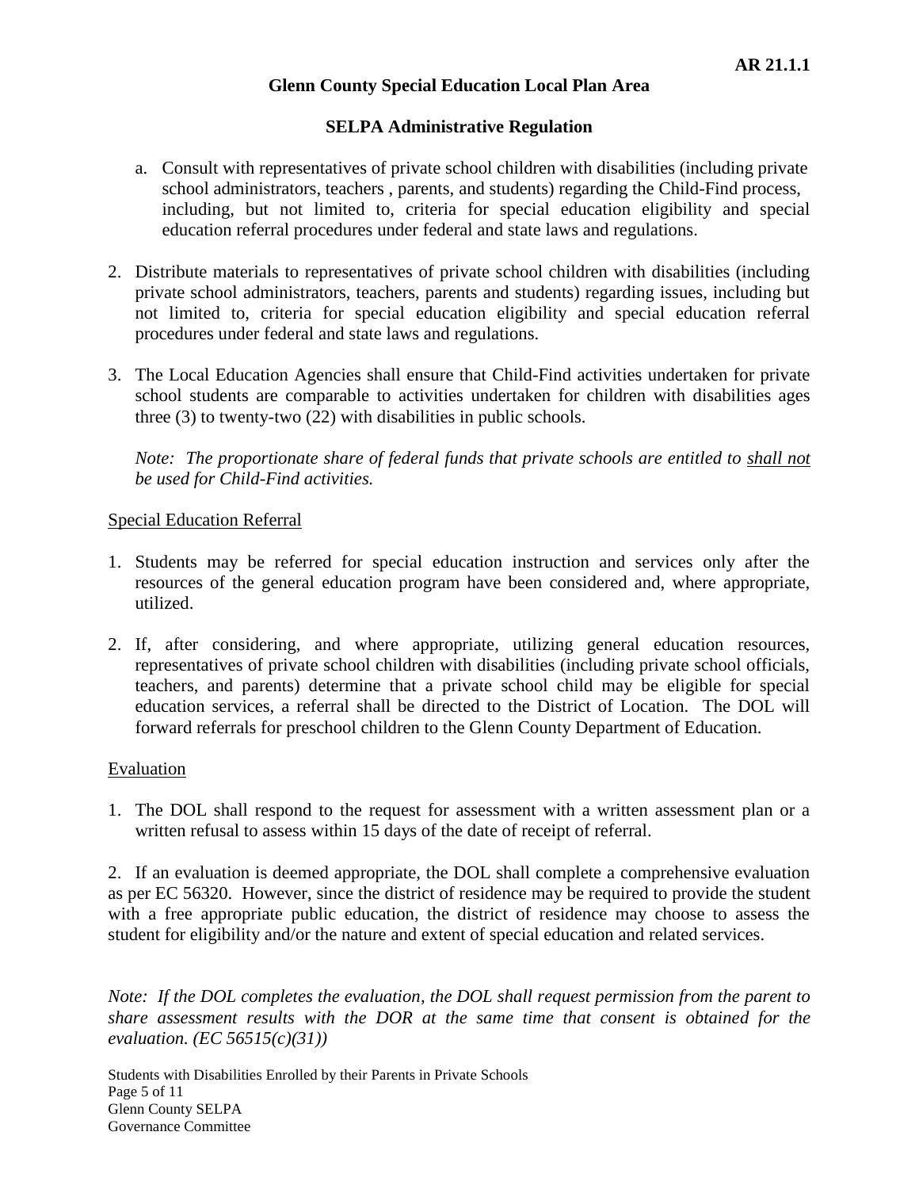a. Consult with representatives of private school children with disabilities (including private school administrators, teachers , parents, and students) regarding the Child-Find process, including, but not limited to, criteria for special education eligibility and special education referral procedures under federal and state laws and regulations.

2. Distribute materials to representatives of private school children with disabilities (including private school administrators, teachers, parents and students) regarding issues, including but not limited to, criteria for special education eligibility and special education referral procedures under federal and state laws and regulations.

3. The Local Education Agencies shall ensure that Child-Find activities undertaken for private school students are comparable to activities undertaken for children with disabilities ages three (3) to twenty-two (22) with disabilities in public schools.

*Note: The proportionate share of federal funds that private schools are entitled to shall not be used for Child-Find activities.*

Special Education Referral

1. Students may be referred for special education instruction and services only after the resources of the general education program have been considered and, where appropriate, utilized.

2. If, after considering, and where appropriate, utilizing general education resources, representatives of private school children with disabilities (including private school officials, teachers, and parents) determine that a private school child may be eligible for special education services, a referral shall be directed to the District of Location. The DOL will forward referrals for preschool children to the Glenn County Department of Education.

Evaluation

1. The DOL shall respond to the request for assessment with a written assessment plan or a written refusal to assess within 15 days of the date of receipt of referral.

2. If an evaluation is deemed appropriate, the DOL shall complete a comprehensive evaluation as per EC 56320. However, since the district of residence may be required to provide the student with a free appropriate public education, the district of residence may choose to assess the student for eligibility and/or the nature and extent of special education and related services.

*Note: If the DOL completes the evaluation, the DOL shall request permission from the parent to share assessment results with the DOR at the same time that consent is obtained for the evaluation. (EC 56515(c)(31))*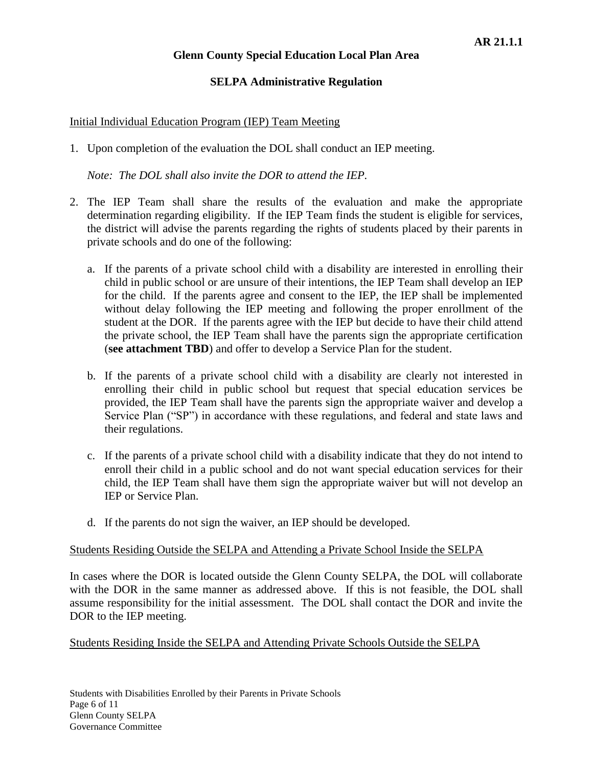Initial Individual Education Program (IEP) Team Meeting

1. Upon completion of the evaluation the DOL shall conduct an IEP meeting.

   *Note: The DOL shall also invite the DOR to attend the IEP.*

2. The IEP Team shall share the results of the evaluation and make the appropriate determination regarding eligibility. If the IEP Team finds the student is eligible for services, the district will advise the parents regarding the rights of students placed by their parents in private schools and do one of the following:

   a. If the parents of a private school child with a disability are interested in enrolling their child in public school or are unsure of their intentions, the IEP Team shall develop an IEP for the child. If the parents agree and consent to the IEP, the IEP shall be implemented without delay following the IEP meeting and following the proper enrollment of the student at the DOR. If the parents agree with the IEP but decide to have their child attend the private school, the IEP Team shall have the parents sign the appropriate certification (**see attachment TBD**) and offer to develop a Service Plan for the student.

   b. If the parents of a private school child with a disability are clearly not interested in enrolling their child in public school but request that special education services be provided, the IEP Team shall have the parents sign the appropriate waiver and develop a Service Plan ("SP") in accordance with these regulations, and federal and state laws and their regulations.

   c. If the parents of a private school child with a disability indicate that they do not intend to enroll their child in a public school and do not want special education services for their child, the IEP Team shall have them sign the appropriate waiver but will not develop an IEP or Service Plan.

   d. If the parents do not sign the waiver, an IEP should be developed.

Students Residing Outside the SELPA and Attending a Private School Inside the SELPA

In cases where the DOR is located outside the Glenn County SELPA, the DOL will collaborate with the DOR in the same manner as addressed above. If this is not feasible, the DOL shall assume responsibility for the initial assessment. The DOL shall contact the DOR and invite the DOR to the IEP meeting.

Students Residing Inside the SELPA and Attending Private Schools Outside the SELPA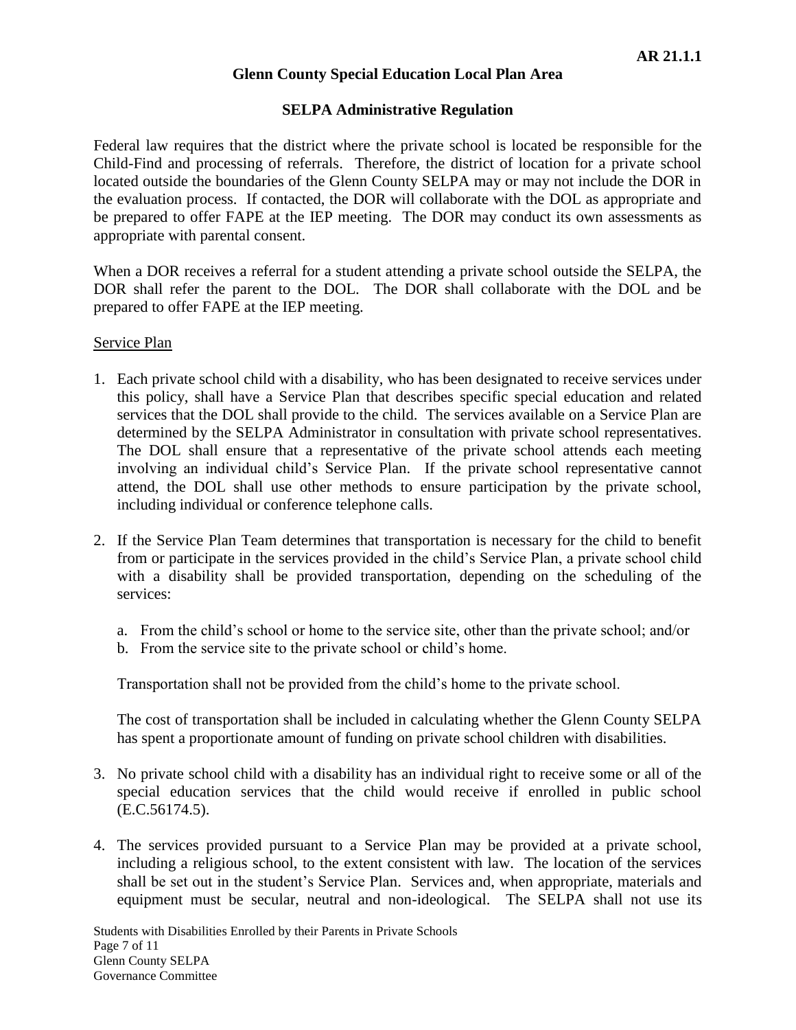Federal law requires that the district where the private school is located be responsible for the Child-Find and processing of referrals. Therefore, the district of location for a private school located outside the boundaries of the Glenn County SELPA may or may not include the DOR in the evaluation process. If contacted, the DOR will collaborate with the DOL as appropriate and be prepared to offer FAPE at the IEP meeting. The DOR may conduct its own assessments as appropriate with parental consent.

When a DOR receives a referral for a student attending a private school outside the SELPA, the DOR shall refer the parent to the DOL. The DOR shall collaborate with the DOL and be prepared to offer FAPE at the IEP meeting.

Service Plan

1. Each private school child with a disability, who has been designated to receive services under this policy, shall have a Service Plan that describes specific special education and related services that the DOL shall provide to the child. The services available on a Service Plan are determined by the SELPA Administrator in consultation with private school representatives. The DOL shall ensure that a representative of the private school attends each meeting involving an individual child's Service Plan. If the private school representative cannot attend, the DOL shall use other methods to ensure participation by the private school, including individual or conference telephone calls.

2. If the Service Plan Team determines that transportation is necessary for the child to benefit from or participate in the services provided in the child's Service Plan, a private school child with a disability shall be provided transportation, depending on the scheduling of the services:

   a. From the child's school or home to the service site, other than the private school; and/or
   b. From the service site to the private school or child's home.

   Transportation shall not be provided from the child's home to the private school.

   The cost of transportation shall be included in calculating whether the Glenn County SELPA has spent a proportionate amount of funding on private school children with disabilities.

3. No private school child with a disability has an individual right to receive some or all of the special education services that the child would receive if enrolled in public school (E.C.56174.5).

4. The services provided pursuant to a Service Plan may be provided at a private school, including a religious school, to the extent consistent with law. The location of the services shall be set out in the student's Service Plan. Services and, when appropriate, materials and equipment must be secular, neutral and non-ideological. The SELPA shall not use its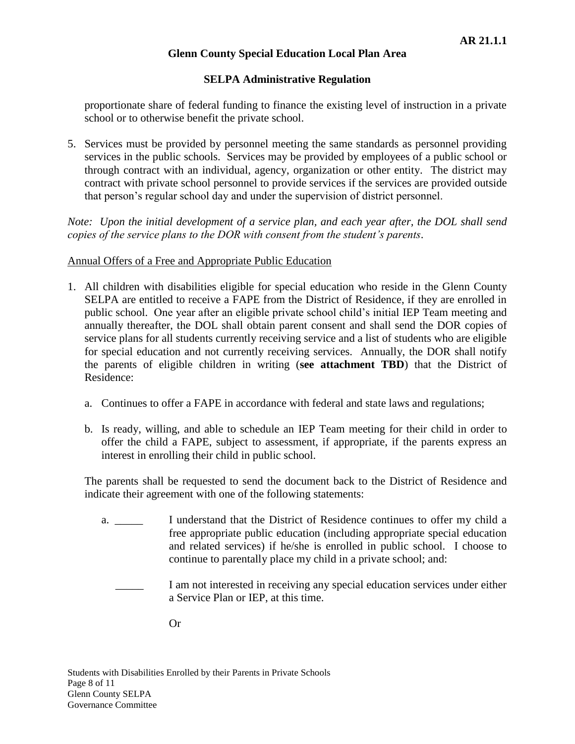proportionate share of federal funding to finance the existing level of instruction in a private school or to otherwise benefit the private school.

5. Services must be provided by personnel meeting the same standards as personnel providing services in the public schools. Services may be provided by employees of a public school or through contract with an individual, agency, organization or other entity. The district may contract with private school personnel to provide services if the services are provided outside that person's regular school day and under the supervision of district personnel.

*Note: Upon the initial development of a service plan, and each year after, the DOL shall send copies of the service plans to the DOR with consent from the student's parents.*

<u>Annual Offers of a Free and Appropriate Public Education</u>

1. All children with disabilities eligible for special education who reside in the Glenn County SELPA are entitled to receive a FAPE from the District of Residence, if they are enrolled in public school. One year after an eligible private school child's initial IEP Team meeting and annually thereafter, the DOL shall obtain parent consent and shall send the DOR copies of service plans for all students currently receiving service and a list of students who are eligible for special education and not currently receiving services. Annually, the DOR shall notify the parents of eligible children in writing (**see attachment TBD**) that the District of Residence:

   a. Continues to offer a FAPE in accordance with federal and state laws and regulations;

   b. Is ready, willing, and able to schedule an IEP Team meeting for their child in order to offer the child a FAPE, subject to assessment, if appropriate, if the parents express an interest in enrolling their child in public school.

   The parents shall be requested to send the document back to the District of Residence and indicate their agreement with one of the following statements:

   a. _____ I understand that the District of Residence continues to offer my child a free appropriate public education (including appropriate special education and related services) if he/she is enrolled in public school. I choose to continue to parentally place my child in a private school; and:

   _____ I am not interested in receiving any special education services under either a Service Plan or IEP, at this time.

   Or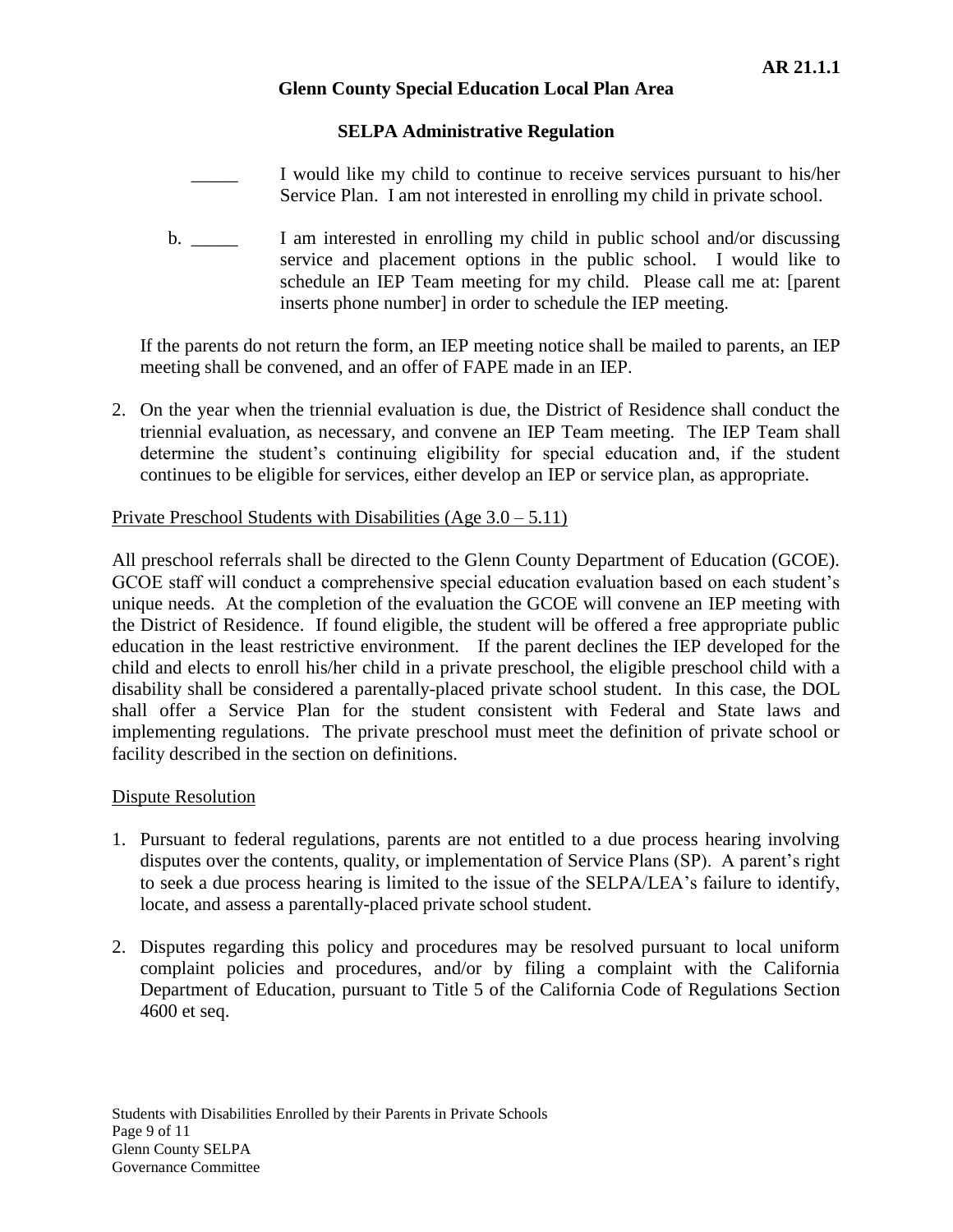**Glenn County Special Education Local Plan Area**

**SELPA Administrative Regulation**

_____ I would like my child to continue to receive services pursuant to his/her Service Plan. I am not interested in enrolling my child in private school.

b. _____ I am interested in enrolling my child in public school and/or discussing service and placement options in the public school. I would like to schedule an IEP Team meeting for my child. Please call me at: [parent inserts phone number] in order to schedule the IEP meeting.

If the parents do not return the form, an IEP meeting notice shall be mailed to parents, an IEP meeting shall be convened, and an offer of FAPE made in an IEP.

2. On the year when the triennial evaluation is due, the District of Residence shall conduct the triennial evaluation, as necessary, and convene an IEP Team meeting. The IEP Team shall determine the student's continuing eligibility for special education and, if the student continues to be eligible for services, either develop an IEP or service plan, as appropriate.

<u>Private Preschool Students with Disabilities (Age 3.0 – 5.11)</u>

All preschool referrals shall be directed to the Glenn County Department of Education (GCOE). GCOE staff will conduct a comprehensive special education evaluation based on each student's unique needs. At the completion of the evaluation the GCOE will convene an IEP meeting with the District of Residence. If found eligible, the student will be offered a free appropriate public education in the least restrictive environment. If the parent declines the IEP developed for the child and elects to enroll his/her child in a private preschool, the eligible preschool child with a disability shall be considered a parentally-placed private school student. In this case, the DOL shall offer a Service Plan for the student consistent with Federal and State laws and implementing regulations. The private preschool must meet the definition of private school or facility described in the section on definitions.

<u>Dispute Resolution</u>

1. Pursuant to federal regulations, parents are not entitled to a due process hearing involving disputes over the contents, quality, or implementation of Service Plans (SP). A parent's right to seek a due process hearing is limited to the issue of the SELPA/LEA's failure to identify, locate, and assess a parentally-placed private school student.

2. Disputes regarding this policy and procedures may be resolved pursuant to local uniform complaint policies and procedures, and/or by filing a complaint with the California Department of Education, pursuant to Title 5 of the California Code of Regulations Section 4600 et seq.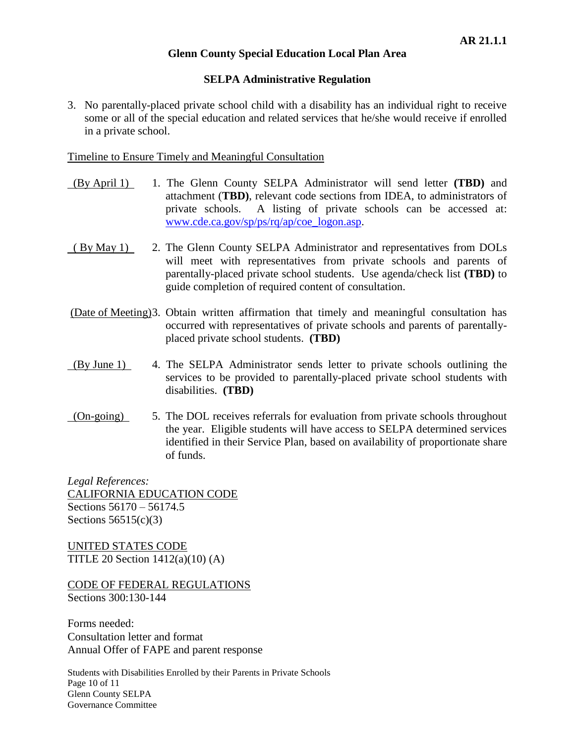3. No parentally-placed private school child with a disability has an individual right to receive some or all of the special education and related services that he/she would receive if enrolled in a private school.

Timeline to Ensure Timely and Meaningful Consultation

(By April 1) 1. The Glenn County SELPA Administrator will send letter **(TBD)** and attachment (**TBD)**, relevant code sections from IDEA, to administrators of private schools. A listing of private schools can be accessed at: www.cde.ca.gov/sp/ps/rq/ap/coe_logon.asp.

( By May 1) 2. The Glenn County SELPA Administrator and representatives from DOLs will meet with representatives from private schools and parents of parentally-placed private school students. Use agenda/check list **(TBD)** to guide completion of required content of consultation.

(Date of Meeting) 3. Obtain written affirmation that timely and meaningful consultation has occurred with representatives of private schools and parents of parentally-placed private school students. **(TBD)**

(By June 1) 4. The SELPA Administrator sends letter to private schools outlining the services to be provided to parentally-placed private school students with disabilities. **(TBD)**

(On-going) 5. The DOL receives referrals for evaluation from private schools throughout the year. Eligible students will have access to SELPA determined services identified in their Service Plan, based on availability of proportionate share of funds.

*Legal References:*
CALIFORNIA EDUCATION CODE
Sections 56170 – 56174.5
Sections 56515(c)(3)

UNITED STATES CODE
TITLE 20 Section 1412(a)(10) (A)

CODE OF FEDERAL REGULATIONS
Sections 300:130-144

Forms needed:
Consultation letter and format
Annual Offer of FAPE and parent response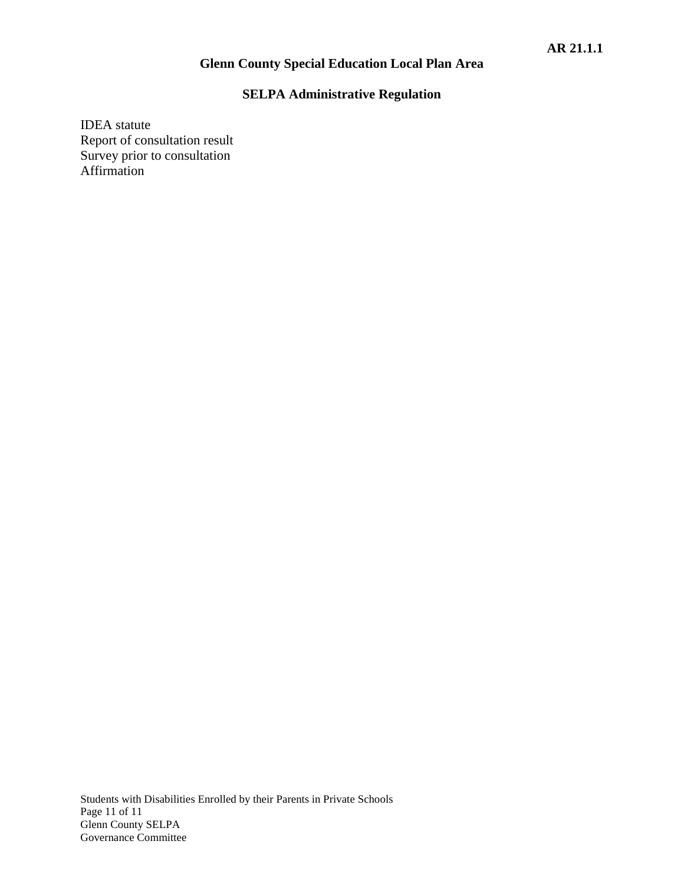AR 21.1.1

**Glenn County Special Education Local Plan Area**

**SELPA Administrative Regulation**

IDEA statute
Report of consultation result
Survey prior to consultation
Affirmation